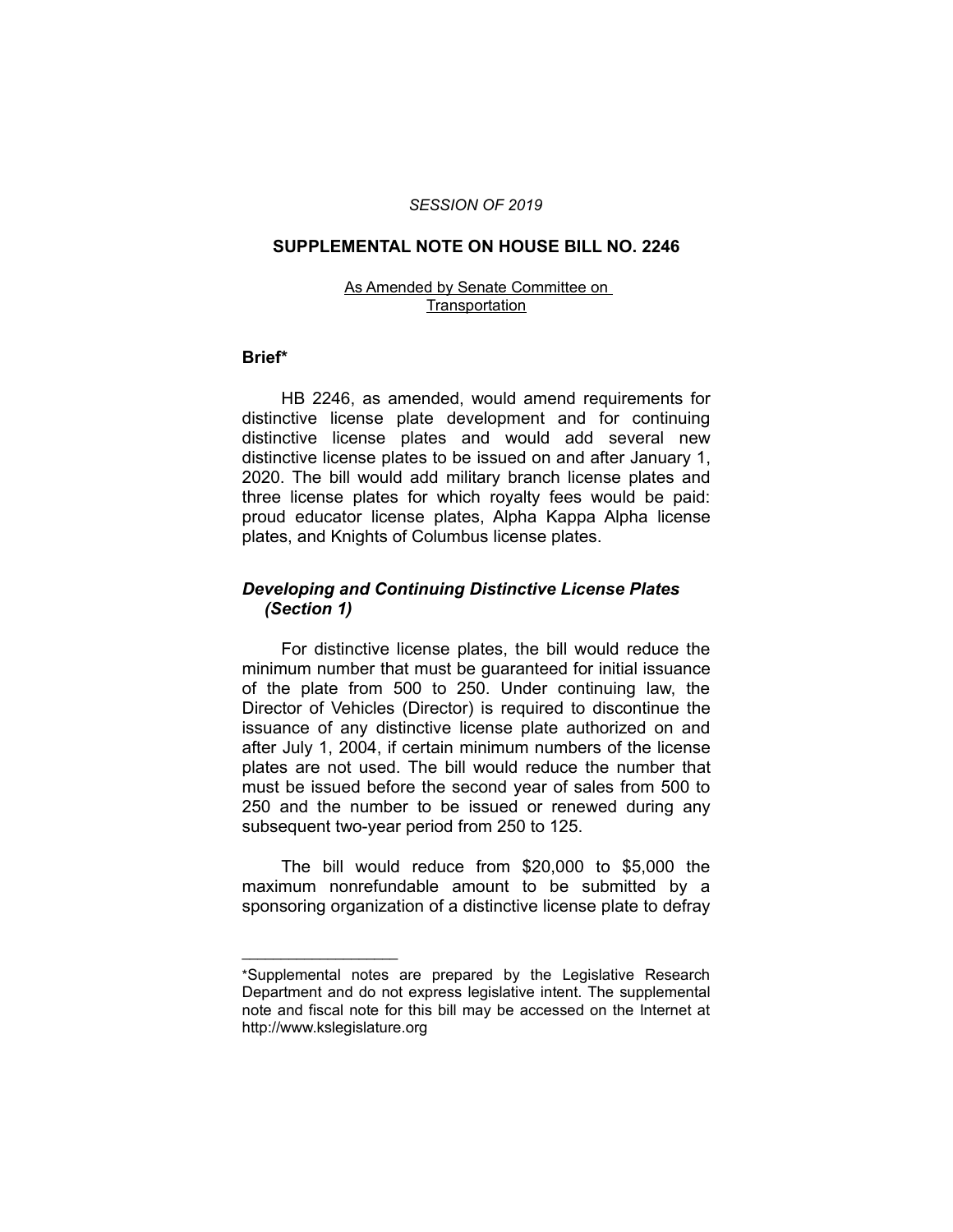*SESSION OF 2019*

# SUPPLEMENTAL NOTE ON HOUSE BILL NO. 2246

As Amended by Senate Committee on Transportation

## Brief*

HB 2246, as amended, would amend requirements for distinctive license plate development and for continuing distinctive license plates and would add several new distinctive license plates to be issued on and after January 1, 2020. The bill would add military branch license plates and three license plates for which royalty fees would be paid: proud educator license plates, Alpha Kappa Alpha license plates, and Knights of Columbus license plates.

### *Developing and Continuing Distinctive License Plates (Section 1)*

For distinctive license plates, the bill would reduce the minimum number that must be guaranteed for initial issuance of the plate from 500 to 250. Under continuing law, the Director of Vehicles (Director) is required to discontinue the issuance of any distinctive license plate authorized on and after July 1, 2004, if certain minimum numbers of the license plates are not used. The bill would reduce the number that must be issued before the second year of sales from 500 to 250 and the number to be issued or renewed during any subsequent two-year period from 250 to 125.

The bill would reduce from $20,000 to $5,000 the maximum nonrefundable amount to be submitted by a sponsoring organization of a distinctive license plate to defray

---

*Supplemental notes are prepared by the Legislative Research Department and do not express legislative intent. The supplemental note and fiscal note for this bill may be accessed on the Internet at http://www.kslegislature.org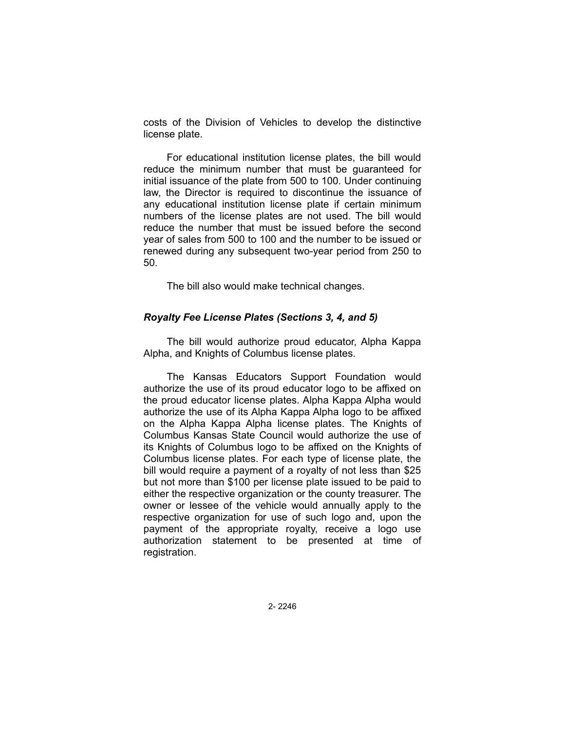costs of the Division of Vehicles to develop the distinctive license plate.

For educational institution license plates, the bill would reduce the minimum number that must be guaranteed for initial issuance of the plate from 500 to 100. Under continuing law, the Director is required to discontinue the issuance of any educational institution license plate if certain minimum numbers of the license plates are not used. The bill would reduce the number that must be issued before the second year of sales from 500 to 100 and the number to be issued or renewed during any subsequent two-year period from 250 to 50.

The bill also would make technical changes.

### *Royalty Fee License Plates (Sections 3, 4, and 5)*

The bill would authorize proud educator, Alpha Kappa Alpha, and Knights of Columbus license plates.

The Kansas Educators Support Foundation would authorize the use of its proud educator logo to be affixed on the proud educator license plates. Alpha Kappa Alpha would authorize the use of its Alpha Kappa Alpha logo to be affixed on the Alpha Kappa Alpha license plates. The Knights of Columbus Kansas State Council would authorize the use of its Knights of Columbus logo to be affixed on the Knights of Columbus license plates. For each type of license plate, the bill would require a payment of a royalty of not less than $25 but not more than $100 per license plate issued to be paid to either the respective organization or the county treasurer. The owner or lessee of the vehicle would annually apply to the respective organization for use of such logo and, upon the payment of the appropriate royalty, receive a logo use authorization statement to be presented at time of registration.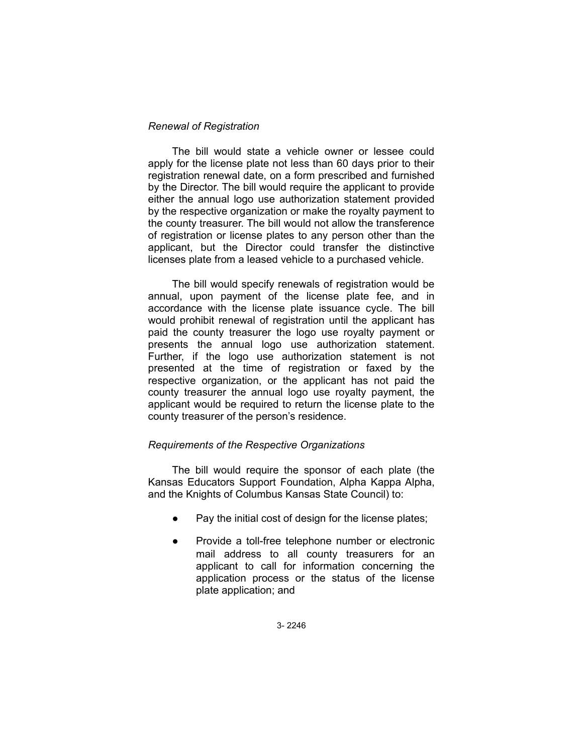*Renewal of Registration*

The bill would state a vehicle owner or lessee could apply for the license plate not less than 60 days prior to their registration renewal date, on a form prescribed and furnished by the Director. The bill would require the applicant to provide either the annual logo use authorization statement provided by the respective organization or make the royalty payment to the county treasurer. The bill would not allow the transference of registration or license plates to any person other than the applicant, but the Director could transfer the distinctive licenses plate from a leased vehicle to a purchased vehicle.

The bill would specify renewals of registration would be annual, upon payment of the license plate fee, and in accordance with the license plate issuance cycle. The bill would prohibit renewal of registration until the applicant has paid the county treasurer the logo use royalty payment or presents the annual logo use authorization statement. Further, if the logo use authorization statement is not presented at the time of registration or faxed by the respective organization, or the applicant has not paid the county treasurer the annual logo use royalty payment, the applicant would be required to return the license plate to the county treasurer of the person's residence.

*Requirements of the Respective Organizations*

The bill would require the sponsor of each plate (the Kansas Educators Support Foundation, Alpha Kappa Alpha, and the Knights of Columbus Kansas State Council) to:

- Pay the initial cost of design for the license plates;
- Provide a toll-free telephone number or electronic mail address to all county treasurers for an applicant to call for information concerning the application process or the status of the license plate application; and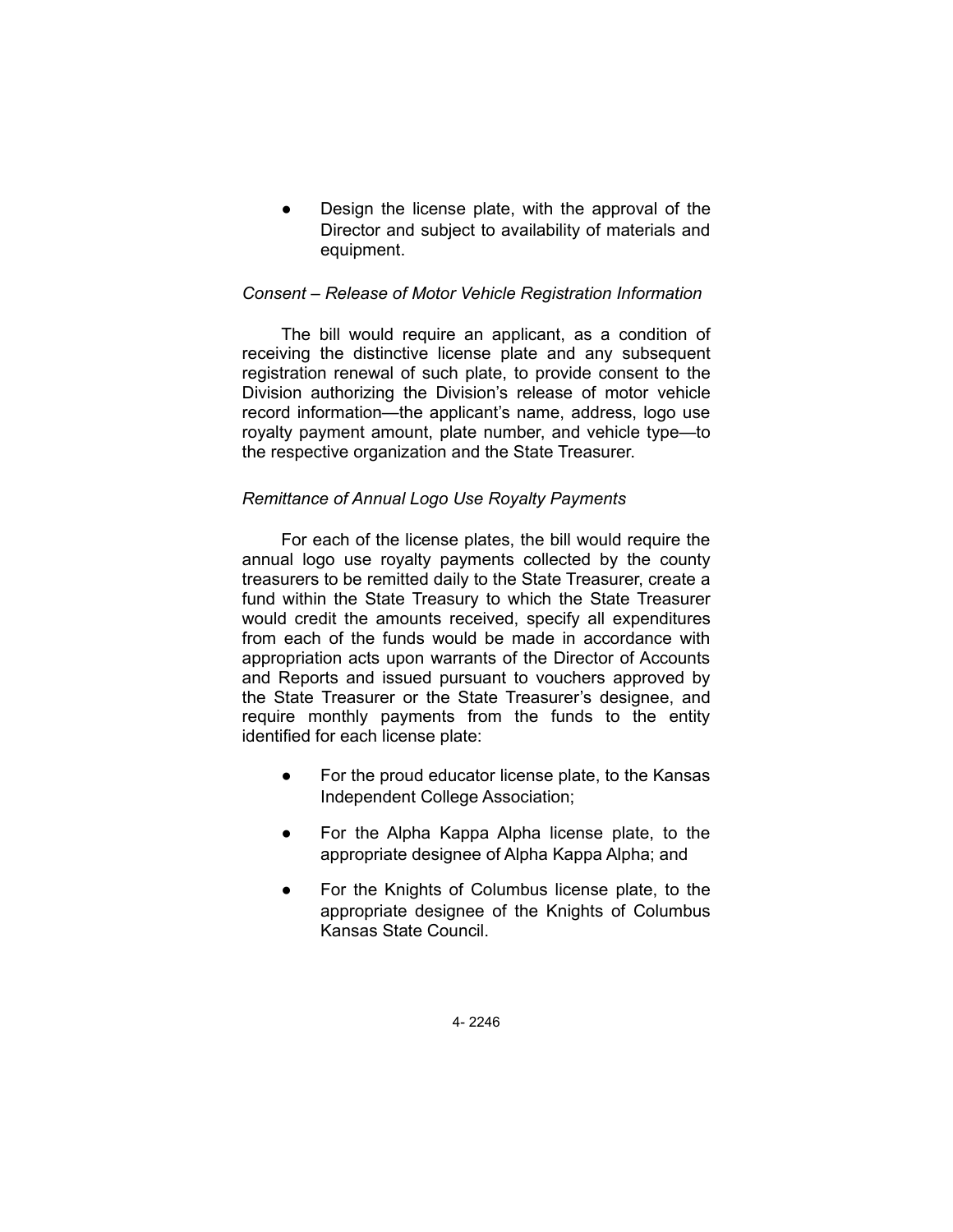- Design the license plate, with the approval of the Director and subject to availability of materials and equipment.

*Consent – Release of Motor Vehicle Registration Information*

The bill would require an applicant, as a condition of receiving the distinctive license plate and any subsequent registration renewal of such plate, to provide consent to the Division authorizing the Division's release of motor vehicle record information—the applicant's name, address, logo use royalty payment amount, plate number, and vehicle type—to the respective organization and the State Treasurer.

*Remittance of Annual Logo Use Royalty Payments*

For each of the license plates, the bill would require the annual logo use royalty payments collected by the county treasurers to be remitted daily to the State Treasurer, create a fund within the State Treasury to which the State Treasurer would credit the amounts received, specify all expenditures from each of the funds would be made in accordance with appropriation acts upon warrants of the Director of Accounts and Reports and issued pursuant to vouchers approved by the State Treasurer or the State Treasurer's designee, and require monthly payments from the funds to the entity identified for each license plate:

- For the proud educator license plate, to the Kansas Independent College Association;
- For the Alpha Kappa Alpha license plate, to the appropriate designee of Alpha Kappa Alpha; and
- For the Knights of Columbus license plate, to the appropriate designee of the Knights of Columbus Kansas State Council.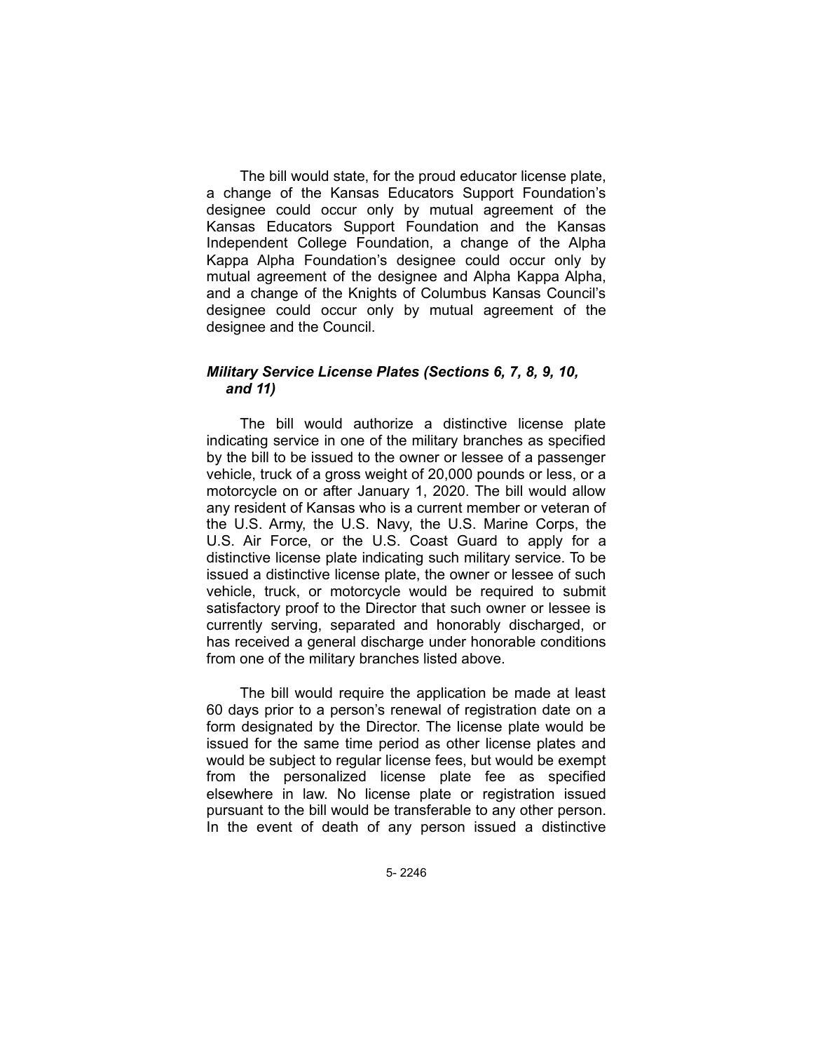The bill would state, for the proud educator license plate, a change of the Kansas Educators Support Foundation's designee could occur only by mutual agreement of the Kansas Educators Support Foundation and the Kansas Independent College Foundation, a change of the Alpha Kappa Alpha Foundation's designee could occur only by mutual agreement of the designee and Alpha Kappa Alpha, and a change of the Knights of Columbus Kansas Council's designee could occur only by mutual agreement of the designee and the Council.

### *Military Service License Plates (Sections 6, 7, 8, 9, 10, and 11)*

The bill would authorize a distinctive license plate indicating service in one of the military branches as specified by the bill to be issued to the owner or lessee of a passenger vehicle, truck of a gross weight of 20,000 pounds or less, or a motorcycle on or after January 1, 2020. The bill would allow any resident of Kansas who is a current member or veteran of the U.S. Army, the U.S. Navy, the U.S. Marine Corps, the U.S. Air Force, or the U.S. Coast Guard to apply for a distinctive license plate indicating such military service. To be issued a distinctive license plate, the owner or lessee of such vehicle, truck, or motorcycle would be required to submit satisfactory proof to the Director that such owner or lessee is currently serving, separated and honorably discharged, or has received a general discharge under honorable conditions from one of the military branches listed above.

The bill would require the application be made at least 60 days prior to a person's renewal of registration date on a form designated by the Director. The license plate would be issued for the same time period as other license plates and would be subject to regular license fees, but would be exempt from the personalized license plate fee as specified elsewhere in law. No license plate or registration issued pursuant to the bill would be transferable to any other person. In the event of death of any person issued a distinctive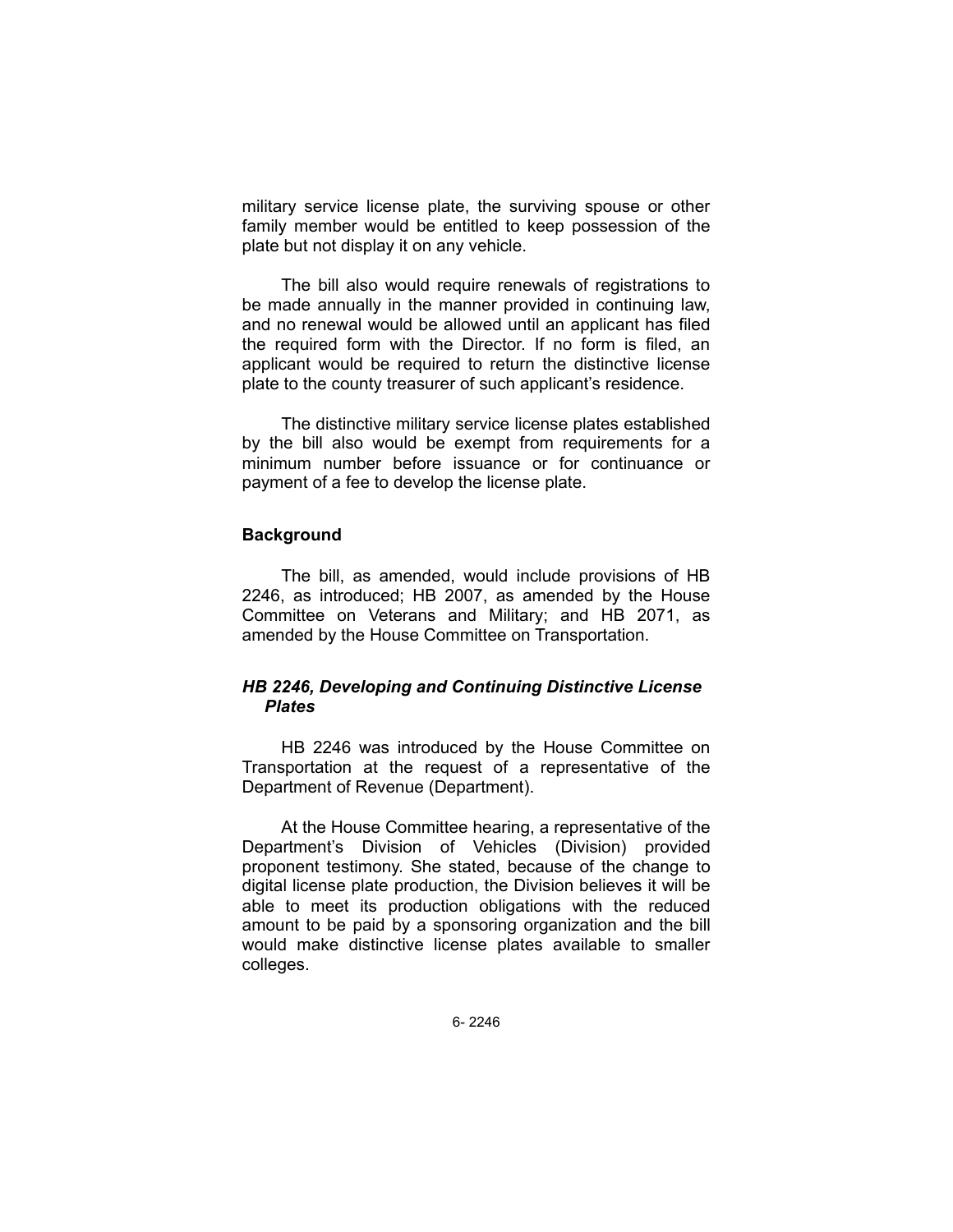military service license plate, the surviving spouse or other family member would be entitled to keep possession of the plate but not display it on any vehicle.

The bill also would require renewals of registrations to be made annually in the manner provided in continuing law, and no renewal would be allowed until an applicant has filed the required form with the Director. If no form is filed, an applicant would be required to return the distinctive license plate to the county treasurer of such applicant's residence.

The distinctive military service license plates established by the bill also would be exempt from requirements for a minimum number before issuance or for continuance or payment of a fee to develop the license plate.

## Background

The bill, as amended, would include provisions of HB 2246, as introduced; HB 2007, as amended by the House Committee on Veterans and Military; and HB 2071, as amended by the House Committee on Transportation.

### *HB 2246, Developing and Continuing Distinctive License Plates*

HB 2246 was introduced by the House Committee on Transportation at the request of a representative of the Department of Revenue (Department).

At the House Committee hearing, a representative of the Department's Division of Vehicles (Division) provided proponent testimony. She stated, because of the change to digital license plate production, the Division believes it will be able to meet its production obligations with the reduced amount to be paid by a sponsoring organization and the bill would make distinctive license plates available to smaller colleges.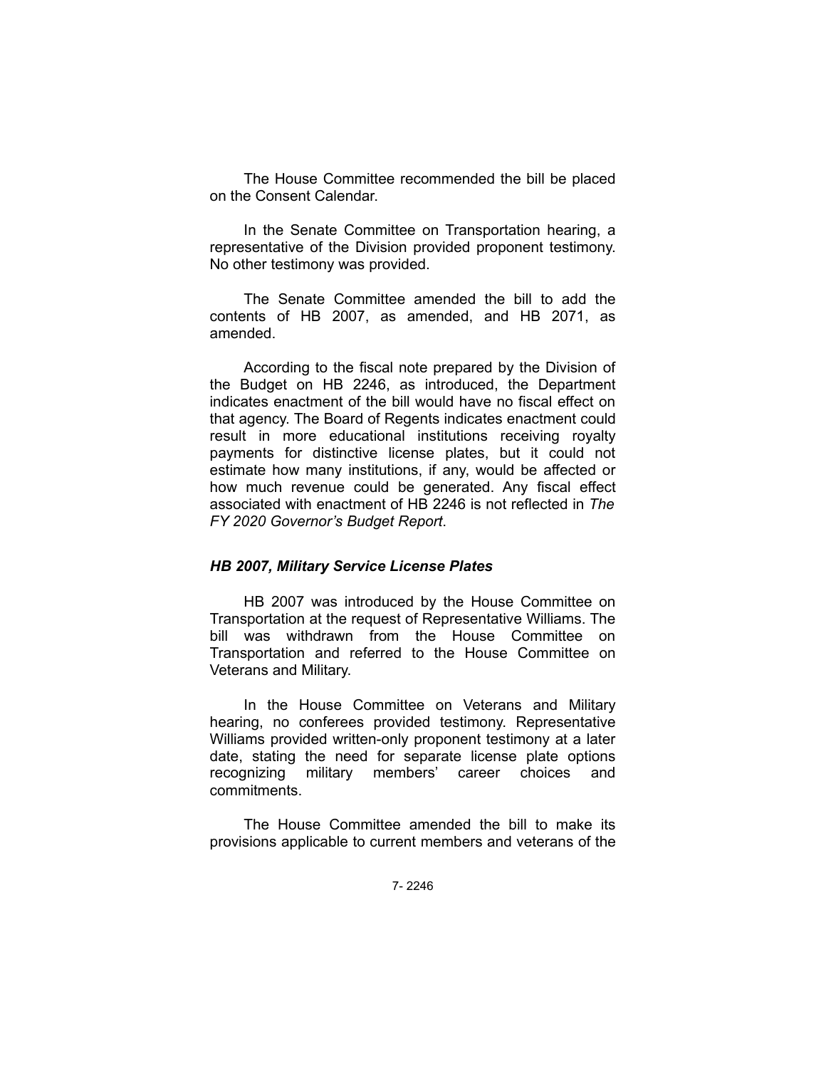The House Committee recommended the bill be placed on the Consent Calendar.

In the Senate Committee on Transportation hearing, a representative of the Division provided proponent testimony. No other testimony was provided.

The Senate Committee amended the bill to add the contents of HB 2007, as amended, and HB 2071, as amended.

According to the fiscal note prepared by the Division of the Budget on HB 2246, as introduced, the Department indicates enactment of the bill would have no fiscal effect on that agency. The Board of Regents indicates enactment could result in more educational institutions receiving royalty payments for distinctive license plates, but it could not estimate how many institutions, if any, would be affected or how much revenue could be generated. Any fiscal effect associated with enactment of HB 2246 is not reflected in *The FY 2020 Governor's Budget Report*.

### *HB 2007, Military Service License Plates*

HB 2007 was introduced by the House Committee on Transportation at the request of Representative Williams. The bill was withdrawn from the House Committee on Transportation and referred to the House Committee on Veterans and Military.

In the House Committee on Veterans and Military hearing, no conferees provided testimony. Representative Williams provided written-only proponent testimony at a later date, stating the need for separate license plate options recognizing military members' career choices and commitments.

The House Committee amended the bill to make its provisions applicable to current members and veterans of the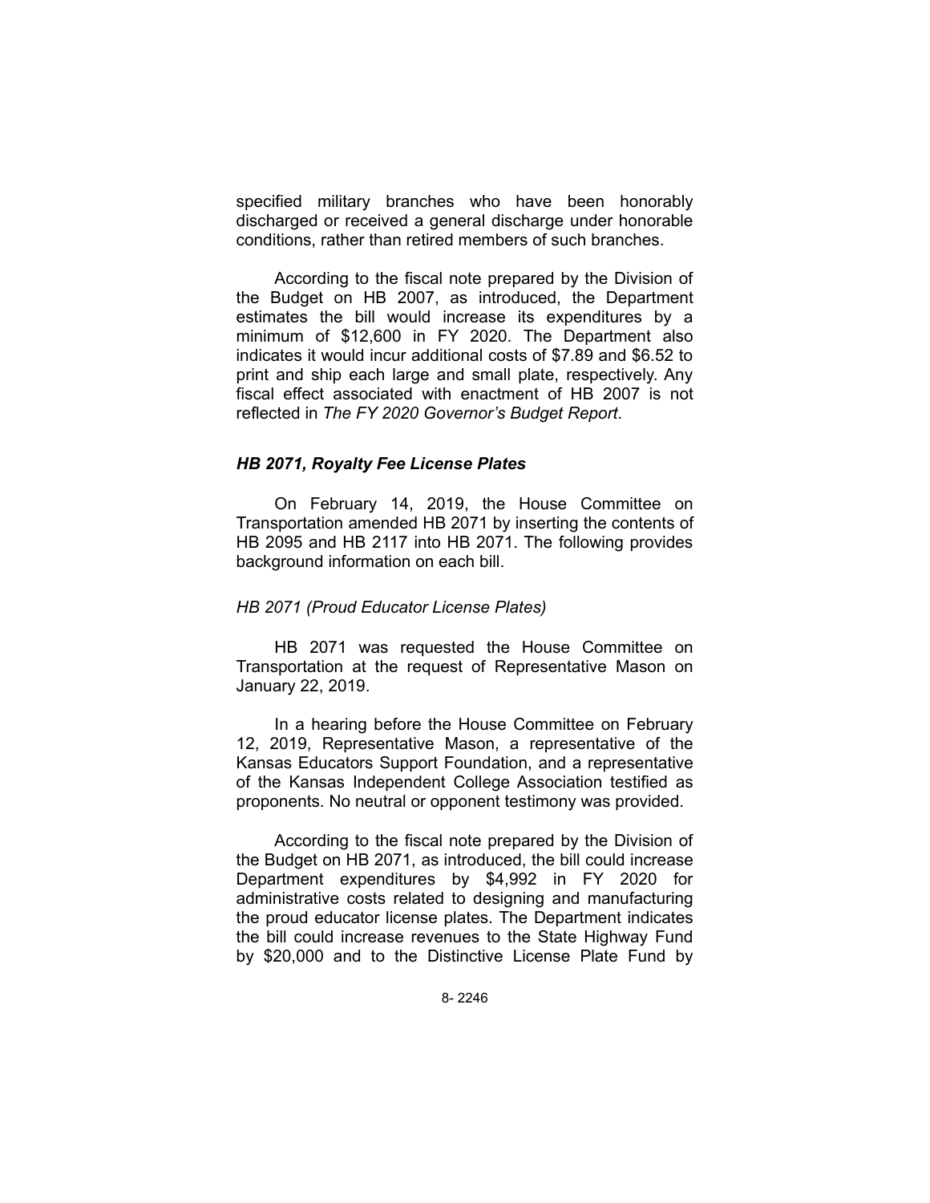specified military branches who have been honorably discharged or received a general discharge under honorable conditions, rather than retired members of such branches.

According to the fiscal note prepared by the Division of the Budget on HB 2007, as introduced, the Department estimates the bill would increase its expenditures by a minimum of $12,600 in FY 2020. The Department also indicates it would incur additional costs of $7.89 and $6.52 to print and ship each large and small plate, respectively. Any fiscal effect associated with enactment of HB 2007 is not reflected in *The FY 2020 Governor's Budget Report*.

### *HB 2071, Royalty Fee License Plates*

On February 14, 2019, the House Committee on Transportation amended HB 2071 by inserting the contents of HB 2095 and HB 2117 into HB 2071. The following provides background information on each bill.

#### *HB 2071 (Proud Educator License Plates)*

HB 2071 was requested the House Committee on Transportation at the request of Representative Mason on January 22, 2019.

In a hearing before the House Committee on February 12, 2019, Representative Mason, a representative of the Kansas Educators Support Foundation, and a representative of the Kansas Independent College Association testified as proponents. No neutral or opponent testimony was provided.

According to the fiscal note prepared by the Division of the Budget on HB 2071, as introduced, the bill could increase Department expenditures by $4,992 in FY 2020 for administrative costs related to designing and manufacturing the proud educator license plates. The Department indicates the bill could increase revenues to the State Highway Fund by $20,000 and to the Distinctive License Plate Fund by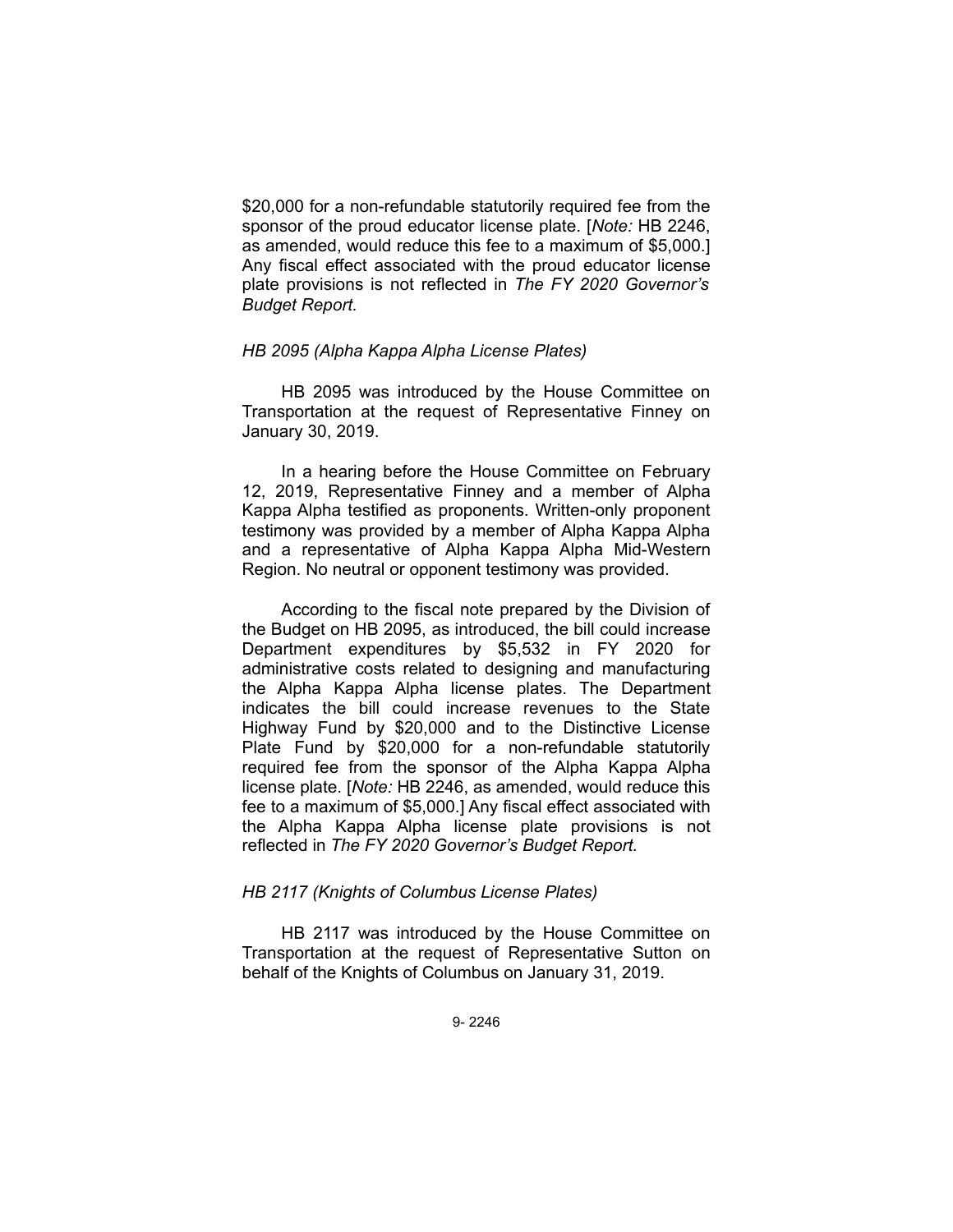$20,000 for a non-refundable statutorily required fee from the sponsor of the proud educator license plate. [*Note:* HB 2246, as amended, would reduce this fee to a maximum of $5,000.] Any fiscal effect associated with the proud educator license plate provisions is not reflected in *The FY 2020 Governor's Budget Report.*

*HB 2095 (Alpha Kappa Alpha License Plates)*

HB 2095 was introduced by the House Committee on Transportation at the request of Representative Finney on January 30, 2019.

In a hearing before the House Committee on February 12, 2019, Representative Finney and a member of Alpha Kappa Alpha testified as proponents. Written-only proponent testimony was provided by a member of Alpha Kappa Alpha and a representative of Alpha Kappa Alpha Mid-Western Region. No neutral or opponent testimony was provided.

According to the fiscal note prepared by the Division of the Budget on HB 2095, as introduced, the bill could increase Department expenditures by $5,532 in FY 2020 for administrative costs related to designing and manufacturing the Alpha Kappa Alpha license plates. The Department indicates the bill could increase revenues to the State Highway Fund by $20,000 and to the Distinctive License Plate Fund by $20,000 for a non-refundable statutorily required fee from the sponsor of the Alpha Kappa Alpha license plate. [*Note:* HB 2246, as amended, would reduce this fee to a maximum of $5,000.] Any fiscal effect associated with the Alpha Kappa Alpha license plate provisions is not reflected in *The FY 2020 Governor's Budget Report.*

*HB 2117 (Knights of Columbus License Plates)*

HB 2117 was introduced by the House Committee on Transportation at the request of Representative Sutton on behalf of the Knights of Columbus on January 31, 2019.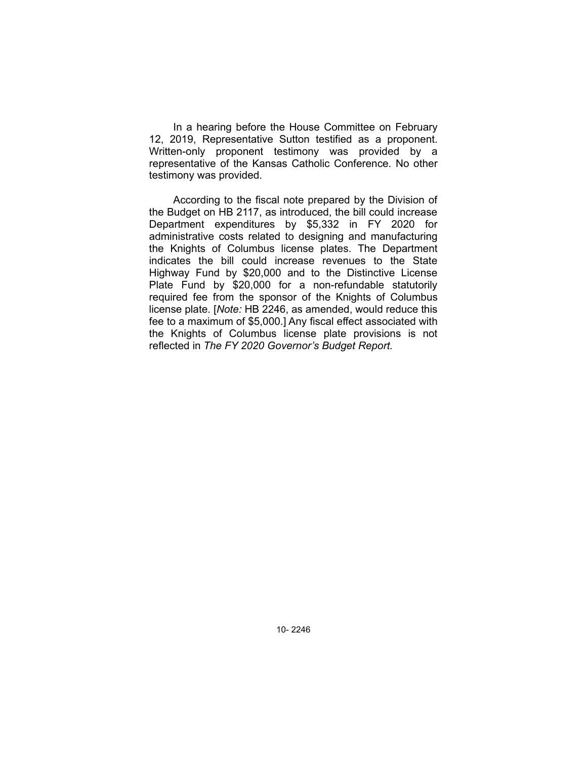In a hearing before the House Committee on February 12, 2019, Representative Sutton testified as a proponent. Written-only proponent testimony was provided by a representative of the Kansas Catholic Conference. No other testimony was provided.

According to the fiscal note prepared by the Division of the Budget on HB 2117, as introduced, the bill could increase Department expenditures by $5,332 in FY 2020 for administrative costs related to designing and manufacturing the Knights of Columbus license plates. The Department indicates the bill could increase revenues to the State Highway Fund by $20,000 and to the Distinctive License Plate Fund by $20,000 for a non-refundable statutorily required fee from the sponsor of the Knights of Columbus license plate. [*Note:* HB 2246, as amended, would reduce this fee to a maximum of $5,000.] Any fiscal effect associated with the Knights of Columbus license plate provisions is not reflected in *The FY 2020 Governor's Budget Report.*